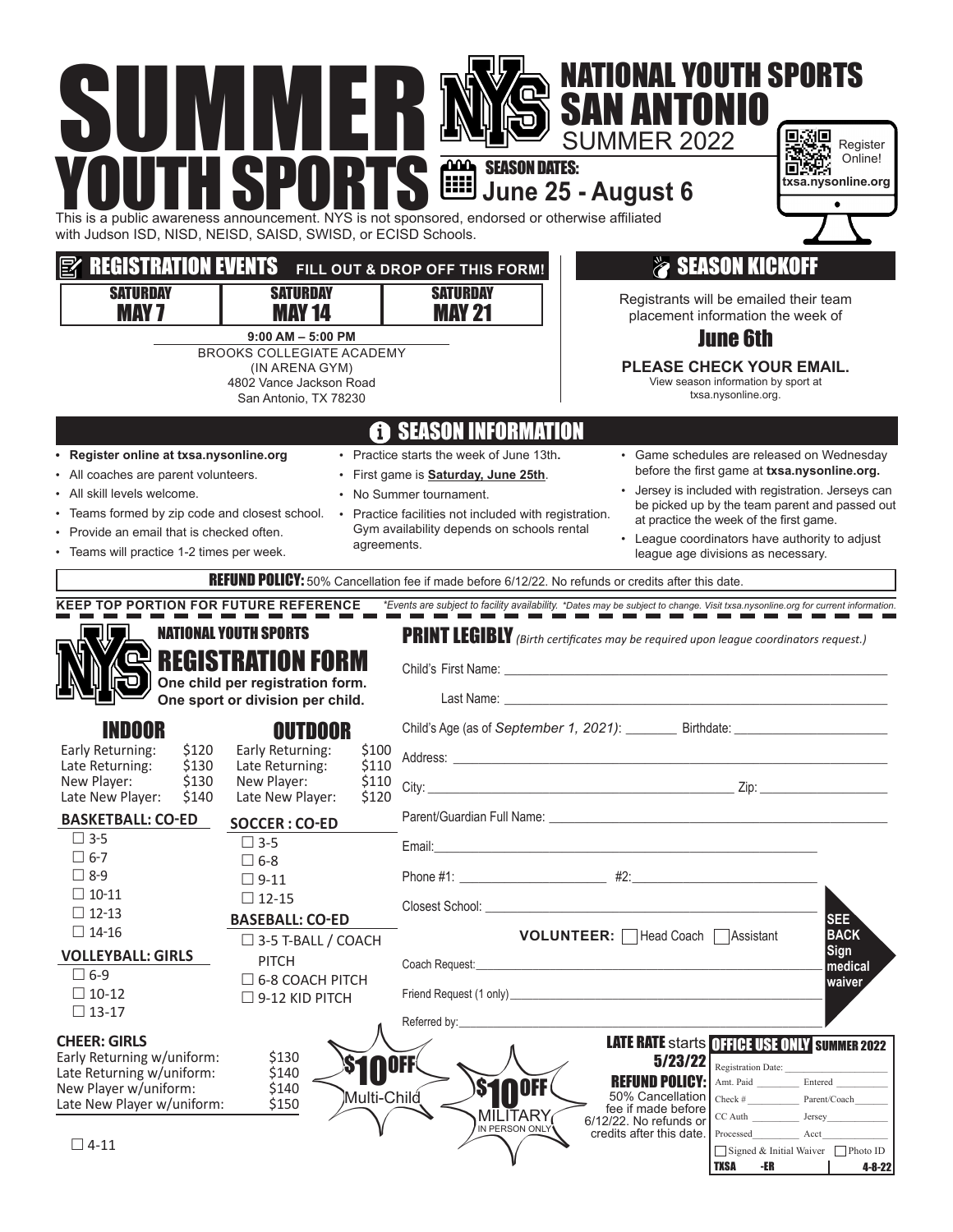# SUMMER YOUTH SPORTS

## NATIONAL YOUTH SPORTS SAN ANTONIO

SUMMER 2022

**SEASON DATES: June 25 - August 6**

Register Online! txsa.nysonline.org

This is a public awareness announcement. NYS is not sponsored, endorsed or otherwise affiliated with Judson ISD, NISD, NEISD, SAISD, SWISD, or ECISD Schools.

## REGISTRATION EVENTS — FILL OUT & DROP OFF THIS FORM!

| SATURDAY MAY 7 | SATURDAY MAY 14 | SATURDAY MAY 21 |
|---|---|---|

**9:00 AM – 5:00 PM**
BROOKS COLLEGIATE ACADEMY
(IN ARENA GYM)
4802 Vance Jackson Road
San Antonio, TX 78230

## SEASON KICKOFF

Registrants will be emailed their team placement information the week of

**June 6th**

**PLEASE CHECK YOUR EMAIL.**
View season information by sport at txsa.nysonline.org.

## SEASON INFORMATION

- **Register online at txsa.nysonline.org**
- All coaches are parent volunteers.
- All skill levels welcome.
- Teams formed by zip code and closest school.
- Provide an email that is checked often.
- Teams will practice 1-2 times per week.
- Practice starts the week of June 13th**.**
- First game is **Saturday, June 25th**.
- No Summer tournament.
- Practice facilities not included with registration. Gym availability depends on schools rental agreements.
- Game schedules are released on Wednesday before the first game at **txsa.nysonline.org.**
- Jersey is included with registration. Jerseys can be picked up by the team parent and passed out at practice the week of the first game.
- League coordinators have authority to adjust league age divisions as necessary.

**REFUND POLICY:** 50% Cancellation fee if made before 6/12/22. No refunds or credits after this date.

**KEEP TOP PORTION FOR FUTURE REFERENCE** *\*Events are subject to facility availability. \*Dates may be subject to change. Visit txsa.nysonline.org for current information.*

---

## NATIONAL YOUTH SPORTS REGISTRATION FORM

**One child per registration form.**
**One sport or division per child.**

### INDOOR

| | |
|---|---|
| Early Returning: | $120 |
| Late Returning: | $130 |
| New Player: | $130 |
| Late New Player: | $140 |

**BASKETBALL: CO-ED**
- ☐ 3-5
- ☐ 6-7
- ☐ 8-9
- ☐ 10-11
- ☐ 12-13
- ☐ 14-16

**VOLLEYBALL: GIRLS**
- ☐ 6-9
- ☐ 10-12
- ☐ 13-17

### OUTDOOR

| | |
|---|---|
| Early Returning: | $100 |
| Late Returning: | $110 |
| New Player: | $110 |
| Late New Player: | $120 |

**SOCCER : CO-ED**
- ☐ 3-5
- ☐ 6-8
- ☐ 9-11
- ☐ 12-15

**BASEBALL: CO-ED**
- ☐ 3-5 T-BALL / COACH PITCH
- ☐ 6-8 COACH PITCH
- ☐ 9-12 KID PITCH

**CHEER: GIRLS**

| | |
|---|---|
| Early Returning w/uniform: | $130 |
| Late Returning w/uniform: | $140 |
| New Player w/uniform: | $140 |
| Late New Player w/uniform: | $150 |

- ☐ 4-11

**$10 OFF** Multi-Child

**$10 OFF** MILITARY IN PERSON ONLY

**PRINT LEGIBLY** *(Birth certificates may be required upon league coordinators request.)*

Child's First Name: ______________________________

Last Name: ______________________________

Child's Age (as of *September 1, 2021*): ________ Birthdate: ______________________

Address: ______________________________

City: ______________________________ Zip: ____________________

Parent/Guardian Full Name: ______________________________

Email: ______________________________

Phone #1: ______________________ #2: ______________________

Closest School: ______________________________

**VOLUNTEER:** ☐ Head Coach ☐ Assistant

Coach Request: ______________________________

Friend Request (1 only) ______________________________

Referred by: ______________________________

**SEE BACK Sign medical waiver**

**LATE RATE** starts **5/23/22**

**REFUND POLICY:** 50% Cancellation fee if made before 6/12/22. No refunds or credits after this date.

**OFFICE USE ONLY — SUMMER 2022**

Registration Date: __________
Amt. Paid ________ Entered ________
Check # ________ Parent/Coach ________
CC Auth ________ Jersey ________
Processed ________ Acct ________
☐ Signed & Initial Waiver ☐ Photo ID

TXSA -ER 4-8-22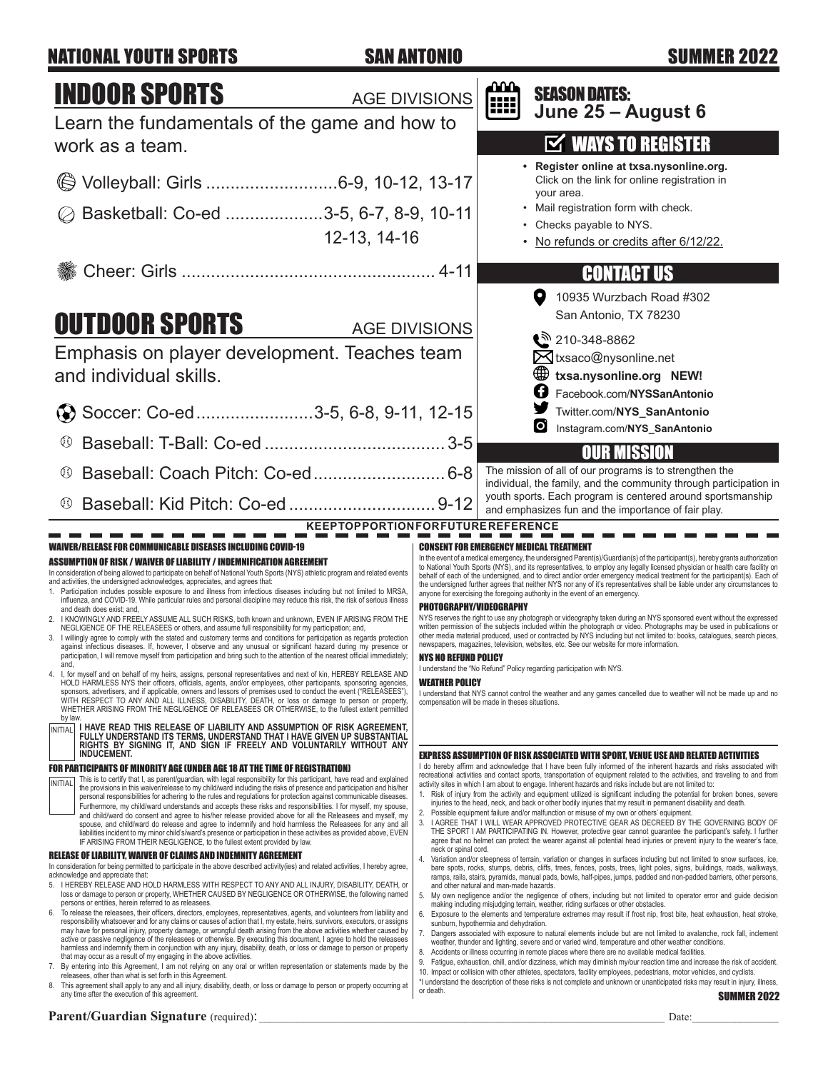NATIONAL YOUTH SPORTS SAN ANTONIO SUMMER 2022

# INDOOR SPORTS

AGE DIVISIONS

Learn the fundamentals of the game and how to work as a team.

- Volleyball: Girls ...........................6-9, 10-12, 13-17
- Basketball: Co-ed ....................3-5, 6-7, 8-9, 10-11, 12-13, 14-16
- Cheer: Girls .................................................... 4-11

# OUTDOOR SPORTS

AGE DIVISIONS

Emphasis on player development. Teaches team and individual skills.

- Soccer: Co-ed........................3-5, 6-8, 9-11, 12-15
- Baseball: T-Ball: Co-ed ..................................... 3-5
- Baseball: Coach Pitch: Co-ed........................... 6-8
- Baseball: Kid Pitch: Co-ed .............................. 9-12

## SEASON DATES:
**June 25 – August 6**

## WAYS TO REGISTER

- **Register online at txsa.nysonline.org.** Click on the link for online registration in your area.
- Mail registration form with check.
- Checks payable to NYS.
- No refunds or credits after 6/12/22.

## CONTACT US

10935 Wurzbach Road #302
San Antonio, TX 78230

210-348-8862

txsaco@nysonline.net

**txsa.nysonline.org NEW!**

Facebook.com/**NYSSanAntonio**

Twitter.com/**NYS_SanAntonio**

Instagram.com/**NYS_SanAntonio**

## OUR MISSION

The mission of all of our programs is to strengthen the individual, the family, and the community through participation in youth sports. Each program is centered around sportsmanship and emphasizes fun and the importance of fair play.

**KEEP TOP PORTION FOR FUTURE REFERENCE**

### WAIVER/RELEASE FOR COMMUNICABLE DISEASES INCLUDING COVID-19

### ASSUMPTION OF RISK / WAIVER OF LIABILITY / INDEMNIFICATION AGREEMENT

In consideration of being allowed to participate on behalf of National Youth Sports (NYS) athletic program and related events and activities, the undersigned acknowledges, appreciates, and agrees that:

1. Participation includes possible exposure to and illness from infectious diseases including but not limited to MRSA, influenza, and COVID-19. While particular rules and personal discipline may reduce this risk, the risk of serious illness and death does exist; and,
2. I KNOWINGLY AND FREELY ASSUME ALL SUCH RISKS, both known and unknown, EVEN IF ARISING FROM THE NEGLIGENCE OF THE RELEASEES or others, and assume full responsibility for my participation; and,
3. I willingly agree to comply with the stated and customary terms and conditions for participation as regards protection against infectious diseases. If, however, I observe and any unusual or significant hazard during my presence or participation, I will remove myself from participation and bring such to the attention of the nearest official immediately; and,
4. I, for myself and on behalf of my heirs, assigns, personal representatives and next of kin, HEREBY RELEASE AND HOLD HARMLESS NYS their officers, officials, agents, and/or employees, other participants, sponsoring agencies, sponsors, advertisers, and if applicable, owners and lessors of premises used to conduct the event ("RELEASEES"), WITH RESPECT TO ANY AND ALL ILLNESS, DISABILITY, DEATH, or loss or damage to person or property, WHETHER ARISING FROM THE NEGLIGENCE OF RELEASEES OR OTHERWISE, to the fullest extent permitted by law.

INITIAL **I HAVE READ THIS RELEASE OF LIABILITY AND ASSUMPTION OF RISK AGREEMENT, FULLY UNDERSTAND ITS TERMS, UNDERSTAND THAT I HAVE GIVEN UP SUBSTANTIAL RIGHTS BY SIGNING IT, AND SIGN IF FREELY AND VOLUNTARILY WITHOUT ANY INDUCEMENT.**

### FOR PARTICIPANTS OF MINORITY AGE (UNDER AGE 18 AT THE TIME OF REGISTRATION)

INITIAL This is to certify that I, as parent/guardian, with legal responsibility for this participant, have read and explained the provisions in this waiver/release to my child/ward including the risks of presence and participation and his/her personal responsibilities for adhering to the rules and regulations for protection against communicable diseases. Furthermore, my child/ward understands and accepts these risks and responsibilities. I for myself, my spouse, and child/ward do consent and agree to his/her release provided above for all the Releasees and myself, my spouse, and child/ward do release and agree to indemnify and hold harmless the Releasees for any and all liabilities incident to my minor child's/ward's presence or participation in these activities as provided above, EVEN IF ARISING FROM THEIR NEGLIGENCE, to the fullest extent provided by law.

### RELEASE OF LIABILITY, WAIVER OF CLAIMS AND INDEMNITY AGREEMENT

In consideration for being permitted to participate in the above described activity(ies) and related activities, I hereby agree, acknowledge and appreciate that:

5. I HEREBY RELEASE AND HOLD HARMLESS WITH RESPECT TO ANY AND ALL INJURY, DISABILITY, DEATH, or loss or damage to person or property, WHETHER CAUSED BY NEGLIGENCE OR OTHERWISE, the following named persons or entities, herein referred to as releasees.
6. To release the releasees, their officers, directors, employees, representatives, agents, and volunteers from liability and responsibility whatsoever and for any claims or causes of action that I, my estate, heirs, survivors, executors, or assigns may have for personal injury, property damage, or wrongful death arising from the above activities whether caused by active or passive negligence of the releasees or otherwise. By executing this document, I agree to hold the releasees harmless and indemnify them in conjunction with any injury, disability, death, or loss or damage to person or property that may occur as a result of my engaging in the above activities.
7. By entering into this Agreement, I am not relying on any oral or written representation or statements made by the releasees, other than what is set forth in this Agreement.
8. This agreement shall apply to any and all injury, disability, death, or loss or damage to person or property occurring at any time after the execution of this agreement.

### CONSENT FOR EMERGENCY MEDICAL TREATMENT

In the event of a medical emergency, the undersigned Parent(s)/Guardian(s) of the participant(s), hereby grants authorization to National Youth Sports (NYS), and its representatives, to employ any legally licensed physician or health care facility on behalf of each of the undersigned, and to direct and/or order emergency medical treatment for the participant(s). Each of the undersigned further agrees that neither NYS nor any of it's representatives shall be liable under any circumstances to anyone for exercising the foregoing authority in the event of an emergency.

### PHOTOGRAPHY/VIDEOGRAPHY

NYS reserves the right to use any photograph or videography taken during an NYS sponsored event without the expressed written permission of the subjects included within the photograph or video. Photographs may be used in publications or other media material produced, used or contracted by NYS including but not limited to: books, catalogues, search pieces, newspapers, magazines, television, websites, etc. See our website for more information.

### NYS NO REFUND POLICY

I understand the "No Refund" Policy regarding participation with NYS.

### WEATHER POLICY

I understand that NYS cannot control the weather and any games cancelled due to weather will not be made up and no compensation will be made in theses situations.

### EXPRESS ASSUMPTION OF RISK ASSOCIATED WITH SPORT, VENUE USE AND RELATED ACTIVITIES

I do hereby affirm and acknowledge that I have been fully informed of the inherent hazards and risks associated with recreational activities and contact sports, transportation of equipment related to the activities, and traveling to and from activity sites in which I am about to engage. Inherent hazards and risks include but are not limited to:

1. Risk of injury from the activity and equipment utilized is significant including the potential for broken bones, severe injuries to the head, neck, and back or other bodily injuries that my result in permanent disability and death.
2. Possible equipment failure and/or malfunction or misuse of my own or others' equipment.
3. I AGREE THAT I WILL WEAR APPROVED PROTECTIVE GEAR AS DECREED BY THE GOVERNING BODY OF THE SPORT I AM PARTICIPATING IN. However, protective gear cannot guarantee the participant's safety. I further agree that no helmet can protect the wearer against all potential head injuries or prevent injury to the wearer's face, neck or spinal cord.
4. Variation and/or steepness of terrain, variation or changes in surfaces including but not limited to snow surfaces, ice, bare spots, rocks, stumps, debris, cliffs, trees, fences, posts, trees, light poles, signs, buildings, roads, walkways, ramps, rails, stairs, pyramids, manual pads, bowls, half-pipes, jumps, padded and non-padded barriers, other persons, and other natural and man-made hazards.
5. My own negligence and/or the negligence of others, including but not limited to operator error and guide decision making including misjudging terrain, weather, riding surfaces or other obstacles.
6. Exposure to the elements and temperature extremes may result if frost nip, frost bite, heat exhaustion, heat stroke, sunburn, hypothermia and dehydration.
7. Dangers associated with exposure to natural elements include but are not limited to avalanche, rock fall, inclement weather, thunder and lighting, severe and or varied wind, temperature and other weather conditions.
8. Accidents or illness occurring in remote places where there are no available medical facilities.
9. Fatigue, exhaustion, chill, and/or dizziness, which may diminish my/our reaction time and increase the risk of accident.
10. Impact or collision with other athletes, spectators, facility employees, pedestrians, motor vehicles, and cyclists.

*I understand the description of these risks is not complete and unknown or unanticipated risks may result in injury, illness, or death.

SUMMER 2022

**Parent/Guardian Signature** (required):______________________________ Date:________________